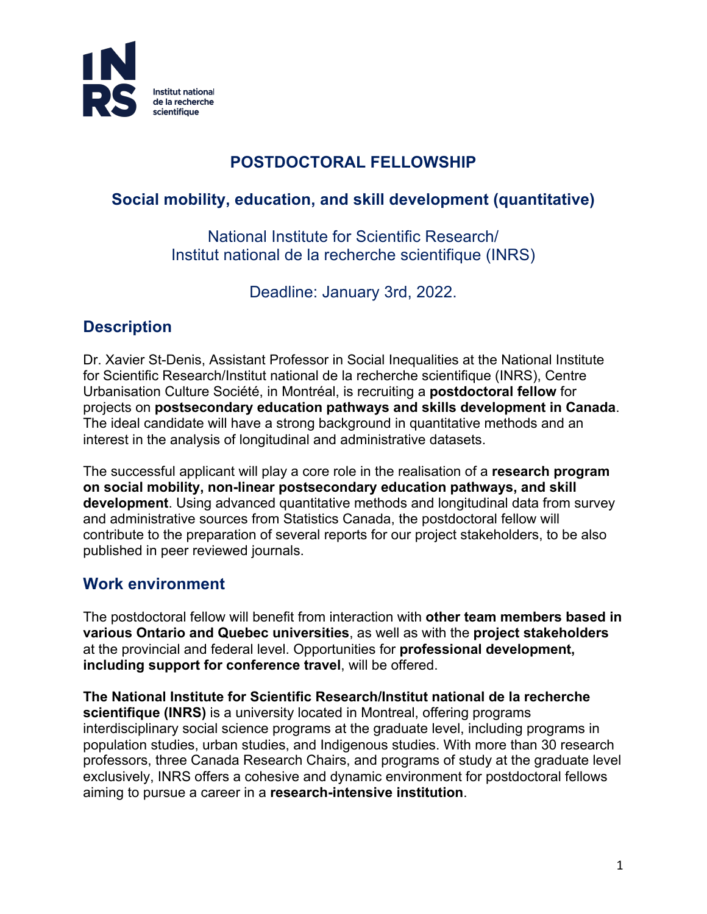Institut national de la recherche scientifique

# POSTDOCTORAL FELLOWSHIP

## Social mobility, education, and skill development (quantitative)

National Institute for Scientific Research/
Institut national de la recherche scientifique (INRS)

Deadline: January 3rd, 2022.

## Description

Dr. Xavier St-Denis, Assistant Professor in Social Inequalities at the National Institute for Scientific Research/Institut national de la recherche scientifique (INRS), Centre Urbanisation Culture Société, in Montréal, is recruiting a **postdoctoral fellow** for projects on **postsecondary education pathways and skills development in Canada**. The ideal candidate will have a strong background in quantitative methods and an interest in the analysis of longitudinal and administrative datasets.

The successful applicant will play a core role in the realisation of a **research program on social mobility, non-linear postsecondary education pathways, and skill development**. Using advanced quantitative methods and longitudinal data from survey and administrative sources from Statistics Canada, the postdoctoral fellow will contribute to the preparation of several reports for our project stakeholders, to be also published in peer reviewed journals.

## Work environment

The postdoctoral fellow will benefit from interaction with **other team members based in various Ontario and Quebec universities**, as well as with the **project stakeholders** at the provincial and federal level. Opportunities for **professional development, including support for conference travel**, will be offered.

**The National Institute for Scientific Research/Institut national de la recherche scientifique (INRS)** is a university located in Montreal, offering programs interdisciplinary social science programs at the graduate level, including programs in population studies, urban studies, and Indigenous studies. With more than 30 research professors, three Canada Research Chairs, and programs of study at the graduate level exclusively, INRS offers a cohesive and dynamic environment for postdoctoral fellows aiming to pursue a career in a **research-intensive institution**.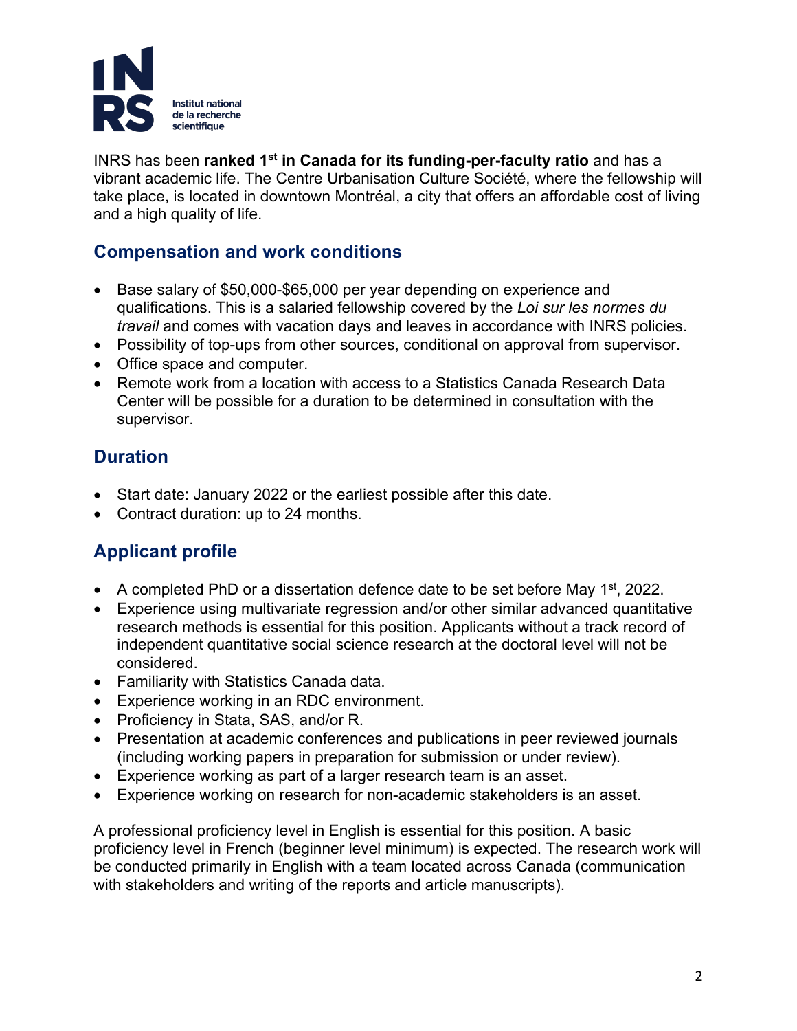INRS has been **ranked 1st in Canada for its funding-per-faculty ratio** and has a vibrant academic life. The Centre Urbanisation Culture Société, where the fellowship will take place, is located in downtown Montréal, a city that offers an affordable cost of living and a high quality of life.

## Compensation and work conditions

- Base salary of $50,000-$65,000 per year depending on experience and qualifications. This is a salaried fellowship covered by the *Loi sur les normes du travail* and comes with vacation days and leaves in accordance with INRS policies.
- Possibility of top-ups from other sources, conditional on approval from supervisor.
- Office space and computer.
- Remote work from a location with access to a Statistics Canada Research Data Center will be possible for a duration to be determined in consultation with the supervisor.

## Duration

- Start date: January 2022 or the earliest possible after this date.
- Contract duration: up to 24 months.

## Applicant profile

- A completed PhD or a dissertation defence date to be set before May 1st, 2022.
- Experience using multivariate regression and/or other similar advanced quantitative research methods is essential for this position. Applicants without a track record of independent quantitative social science research at the doctoral level will not be considered.
- Familiarity with Statistics Canada data.
- Experience working in an RDC environment.
- Proficiency in Stata, SAS, and/or R.
- Presentation at academic conferences and publications in peer reviewed journals (including working papers in preparation for submission or under review).
- Experience working as part of a larger research team is an asset.
- Experience working on research for non-academic stakeholders is an asset.

A professional proficiency level in English is essential for this position. A basic proficiency level in French (beginner level minimum) is expected. The research work will be conducted primarily in English with a team located across Canada (communication with stakeholders and writing of the reports and article manuscripts).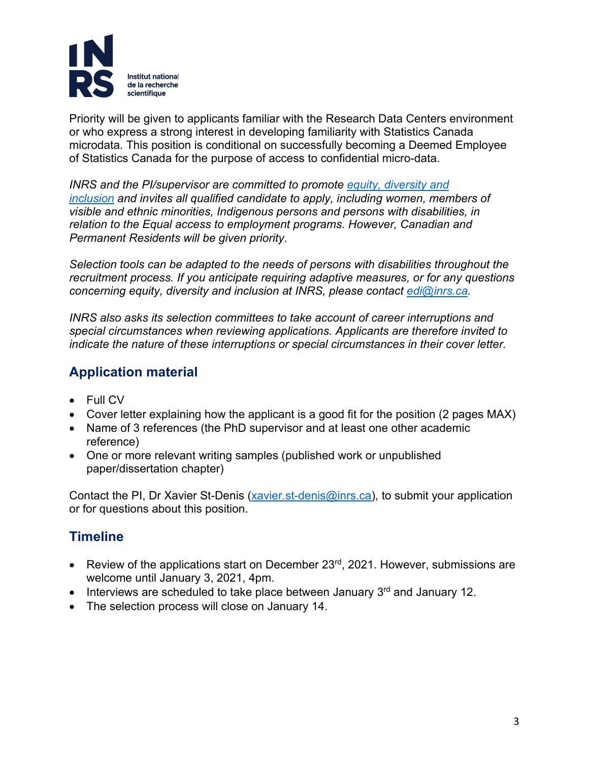Priority will be given to applicants familiar with the Research Data Centers environment or who express a strong interest in developing familiarity with Statistics Canada microdata. This position is conditional on successfully becoming a Deemed Employee of Statistics Canada for the purpose of access to confidential micro-data.

*INRS and the PI/supervisor are committed to promote [equity, diversity and inclusion](#) and invites all qualified candidate to apply, including women, members of visible and ethnic minorities, Indigenous persons and persons with disabilities, in relation to the Equal access to employment programs. However, Canadian and Permanent Residents will be given priority.*

*Selection tools can be adapted to the needs of persons with disabilities throughout the recruitment process. If you anticipate requiring adaptive measures, or for any questions concerning equity, diversity and inclusion at INRS, please contact edi@inrs.ca.*

*INRS also asks its selection committees to take account of career interruptions and special circumstances when reviewing applications. Applicants are therefore invited to indicate the nature of these interruptions or special circumstances in their cover letter.*

## Application material

- Full CV
- Cover letter explaining how the applicant is a good fit for the position (2 pages MAX)
- Name of 3 references (the PhD supervisor and at least one other academic reference)
- One or more relevant writing samples (published work or unpublished paper/dissertation chapter)

Contact the PI, Dr Xavier St-Denis (xavier.st-denis@inrs.ca), to submit your application or for questions about this position.

## Timeline

- Review of the applications start on December 23rd, 2021. However, submissions are welcome until January 3, 2021, 4pm.
- Interviews are scheduled to take place between January 3rd and January 12.
- The selection process will close on January 14.